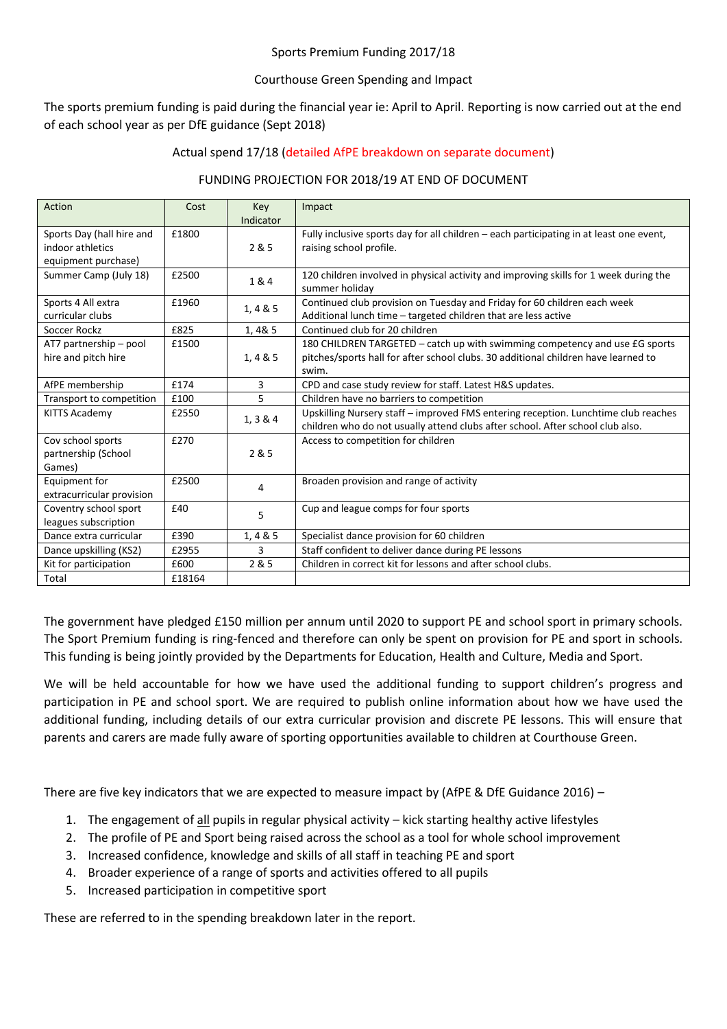Sports Premium Funding 2017/18

Courthouse Green Spending and Impact

The sports premium funding is paid during the financial year ie: April to April. Reporting is now carried out at the end of each school year as per DfE guidance (Sept 2018)

Actual spend 17/18 (detailed AfPE breakdown on separate document)

FUNDING PROJECTION FOR 2018/19 AT END OF DOCUMENT

| Action | Cost | Key Indicator | Impact |
|---|---|---|---|
| Sports Day (hall hire and indoor athletics equipment purchase) | £1800 | 2 & 5 | Fully inclusive sports day for all children – each participating in at least one event, raising school profile. |
| Summer Camp (July 18) | £2500 | 1 & 4 | 120 children involved in physical activity and improving skills for 1 week during the summer holiday |
| Sports 4 All extra curricular clubs | £1960 | 1, 4 & 5 | Continued club provision on Tuesday and Friday for 60 children each week<br>Additional lunch time – targeted children that are less active |
| Soccer Rockz | £825 | 1, 4& 5 | Continued club for 20 children |
| AT7 partnership – pool hire and pitch hire | £1500 | 1, 4 & 5 | 180 CHILDREN TARGETED – catch up with swimming competency and use £G sports pitches/sports hall for after school clubs. 30 additional children have learned to swim. |
| AfPE membership | £174 | 3 | CPD and case study review for staff. Latest H&S updates. |
| Transport to competition | £100 | 5 | Children have no barriers to competition |
| KITTS Academy | £2550 | 1, 3 & 4 | Upskilling Nursery staff – improved FMS entering reception. Lunchtime club reaches children who do not usually attend clubs after school. After school club also. |
| Cov school sports partnership (School Games) | £270 | 2 & 5 | Access to competition for children |
| Equipment for extracurricular provision | £2500 | 4 | Broaden provision and range of activity |
| Coventry school sport leagues subscription | £40 | 5 | Cup and league comps for four sports |
| Dance extra curricular | £390 | 1, 4 & 5 | Specialist dance provision for 60 children |
| Dance upskilling (KS2) | £2955 | 3 | Staff confident to deliver dance during PE lessons |
| Kit for participation | £600 | 2 & 5 | Children in correct kit for lessons and after school clubs. |
| Total | £18164 | | |

The government have pledged £150 million per annum until 2020 to support PE and school sport in primary schools. The Sport Premium funding is ring-fenced and therefore can only be spent on provision for PE and sport in schools. This funding is being jointly provided by the Departments for Education, Health and Culture, Media and Sport.

We will be held accountable for how we have used the additional funding to support children's progress and participation in PE and school sport. We are required to publish online information about how we have used the additional funding, including details of our extra curricular provision and discrete PE lessons. This will ensure that parents and carers are made fully aware of sporting opportunities available to children at Courthouse Green.

There are five key indicators that we are expected to measure impact by (AfPE & DfE Guidance 2016) –

1. The engagement of all pupils in regular physical activity – kick starting healthy active lifestyles
2. The profile of PE and Sport being raised across the school as a tool for whole school improvement
3. Increased confidence, knowledge and skills of all staff in teaching PE and sport
4. Broader experience of a range of sports and activities offered to all pupils
5. Increased participation in competitive sport

These are referred to in the spending breakdown later in the report.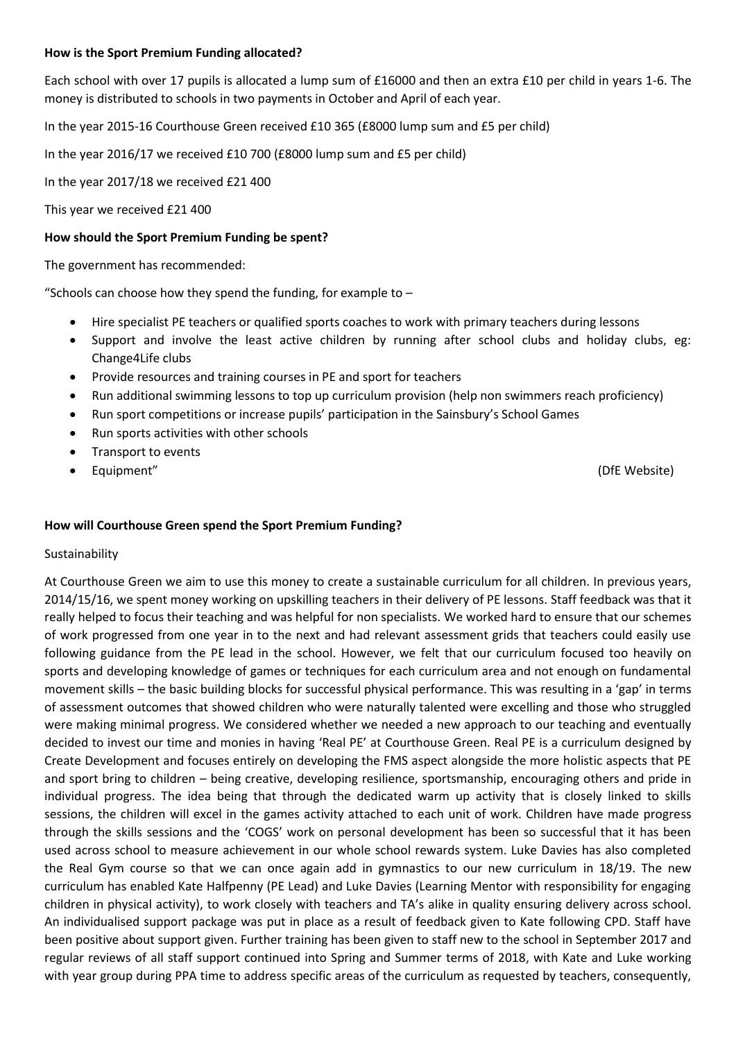**How is the Sport Premium Funding allocated?**

Each school with over 17 pupils is allocated a lump sum of £16000 and then an extra £10 per child in years 1-6. The money is distributed to schools in two payments in October and April of each year.

In the year 2015-16 Courthouse Green received £10 365 (£8000 lump sum and £5 per child)

In the year 2016/17 we received £10 700 (£8000 lump sum and £5 per child)

In the year 2017/18 we received £21 400

This year we received £21 400

**How should the Sport Premium Funding be spent?**

The government has recommended:

"Schools can choose how they spend the funding, for example to –

- Hire specialist PE teachers or qualified sports coaches to work with primary teachers during lessons
- Support and involve the least active children by running after school clubs and holiday clubs, eg: Change4Life clubs
- Provide resources and training courses in PE and sport for teachers
- Run additional swimming lessons to top up curriculum provision (help non swimmers reach proficiency)
- Run sport competitions or increase pupils' participation in the Sainsbury's School Games
- Run sports activities with other schools
- Transport to events
- Equipment" (DfE Website)

**How will Courthouse Green spend the Sport Premium Funding?**

Sustainability

At Courthouse Green we aim to use this money to create a sustainable curriculum for all children. In previous years, 2014/15/16, we spent money working on upskilling teachers in their delivery of PE lessons. Staff feedback was that it really helped to focus their teaching and was helpful for non specialists. We worked hard to ensure that our schemes of work progressed from one year in to the next and had relevant assessment grids that teachers could easily use following guidance from the PE lead in the school. However, we felt that our curriculum focused too heavily on sports and developing knowledge of games or techniques for each curriculum area and not enough on fundamental movement skills – the basic building blocks for successful physical performance. This was resulting in a 'gap' in terms of assessment outcomes that showed children who were naturally talented were excelling and those who struggled were making minimal progress. We considered whether we needed a new approach to our teaching and eventually decided to invest our time and monies in having 'Real PE' at Courthouse Green. Real PE is a curriculum designed by Create Development and focuses entirely on developing the FMS aspect alongside the more holistic aspects that PE and sport bring to children – being creative, developing resilience, sportsmanship, encouraging others and pride in individual progress. The idea being that through the dedicated warm up activity that is closely linked to skills sessions, the children will excel in the games activity attached to each unit of work. Children have made progress through the skills sessions and the 'COGS' work on personal development has been so successful that it has been used across school to measure achievement in our whole school rewards system. Luke Davies has also completed the Real Gym course so that we can once again add in gymnastics to our new curriculum in 18/19. The new curriculum has enabled Kate Halfpenny (PE Lead) and Luke Davies (Learning Mentor with responsibility for engaging children in physical activity), to work closely with teachers and TA's alike in quality ensuring delivery across school. An individualised support package was put in place as a result of feedback given to Kate following CPD. Staff have been positive about support given. Further training has been given to staff new to the school in September 2017 and regular reviews of all staff support continued into Spring and Summer terms of 2018, with Kate and Luke working with year group during PPA time to address specific areas of the curriculum as requested by teachers, consequently,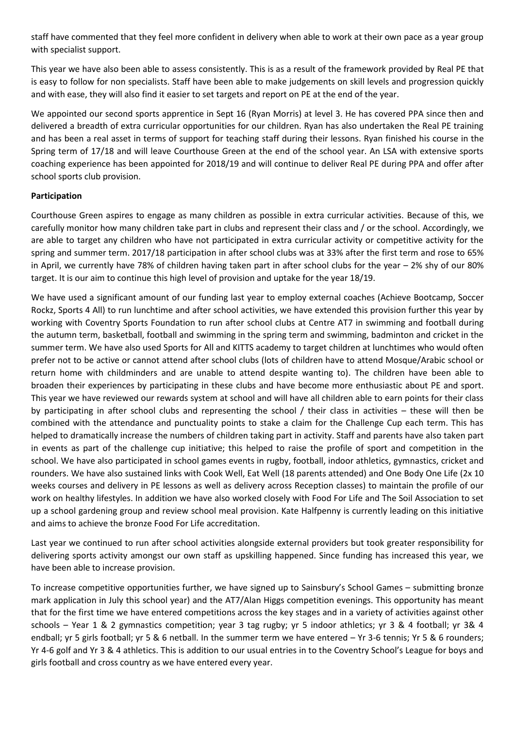staff have commented that they feel more confident in delivery when able to work at their own pace as a year group with specialist support.

This year we have also been able to assess consistently. This is as a result of the framework provided by Real PE that is easy to follow for non specialists. Staff have been able to make judgements on skill levels and progression quickly and with ease, they will also find it easier to set targets and report on PE at the end of the year.

We appointed our second sports apprentice in Sept 16 (Ryan Morris) at level 3. He has covered PPA since then and delivered a breadth of extra curricular opportunities for our children. Ryan has also undertaken the Real PE training and has been a real asset in terms of support for teaching staff during their lessons. Ryan finished his course in the Spring term of 17/18 and will leave Courthouse Green at the end of the school year. An LSA with extensive sports coaching experience has been appointed for 2018/19 and will continue to deliver Real PE during PPA and offer after school sports club provision.

**Participation**

Courthouse Green aspires to engage as many children as possible in extra curricular activities. Because of this, we carefully monitor how many children take part in clubs and represent their class and / or the school. Accordingly, we are able to target any children who have not participated in extra curricular activity or competitive activity for the spring and summer term. 2017/18 participation in after school clubs was at 33% after the first term and rose to 65% in April, we currently have 78% of children having taken part in after school clubs for the year – 2% shy of our 80% target. It is our aim to continue this high level of provision and uptake for the year 18/19.

We have used a significant amount of our funding last year to employ external coaches (Achieve Bootcamp, Soccer Rockz, Sports 4 All) to run lunchtime and after school activities, we have extended this provision further this year by working with Coventry Sports Foundation to run after school clubs at Centre AT7 in swimming and football during the autumn term, basketball, football and swimming in the spring term and swimming, badminton and cricket in the summer term. We have also used Sports for All and KITTS academy to target children at lunchtimes who would often prefer not to be active or cannot attend after school clubs (lots of children have to attend Mosque/Arabic school or return home with childminders and are unable to attend despite wanting to). The children have been able to broaden their experiences by participating in these clubs and have become more enthusiastic about PE and sport. This year we have reviewed our rewards system at school and will have all children able to earn points for their class by participating in after school clubs and representing the school / their class in activities – these will then be combined with the attendance and punctuality points to stake a claim for the Challenge Cup each term. This has helped to dramatically increase the numbers of children taking part in activity. Staff and parents have also taken part in events as part of the challenge cup initiative; this helped to raise the profile of sport and competition in the school. We have also participated in school games events in rugby, football, indoor athletics, gymnastics, cricket and rounders. We have also sustained links with Cook Well, Eat Well (18 parents attended) and One Body One Life (2x 10 weeks courses and delivery in PE lessons as well as delivery across Reception classes) to maintain the profile of our work on healthy lifestyles. In addition we have also worked closely with Food For Life and The Soil Association to set up a school gardening group and review school meal provision. Kate Halfpenny is currently leading on this initiative and aims to achieve the bronze Food For Life accreditation.

Last year we continued to run after school activities alongside external providers but took greater responsibility for delivering sports activity amongst our own staff as upskilling happened. Since funding has increased this year, we have been able to increase provision.

To increase competitive opportunities further, we have signed up to Sainsbury's School Games – submitting bronze mark application in July this school year) and the AT7/Alan Higgs competition evenings. This opportunity has meant that for the first time we have entered competitions across the key stages and in a variety of activities against other schools – Year 1 & 2 gymnastics competition; year 3 tag rugby; yr 5 indoor athletics; yr 3 & 4 football; yr 3& 4 endball; yr 5 girls football; yr 5 & 6 netball. In the summer term we have entered – Yr 3-6 tennis; Yr 5 & 6 rounders; Yr 4-6 golf and Yr 3 & 4 athletics. This is addition to our usual entries in to the Coventry School's League for boys and girls football and cross country as we have entered every year.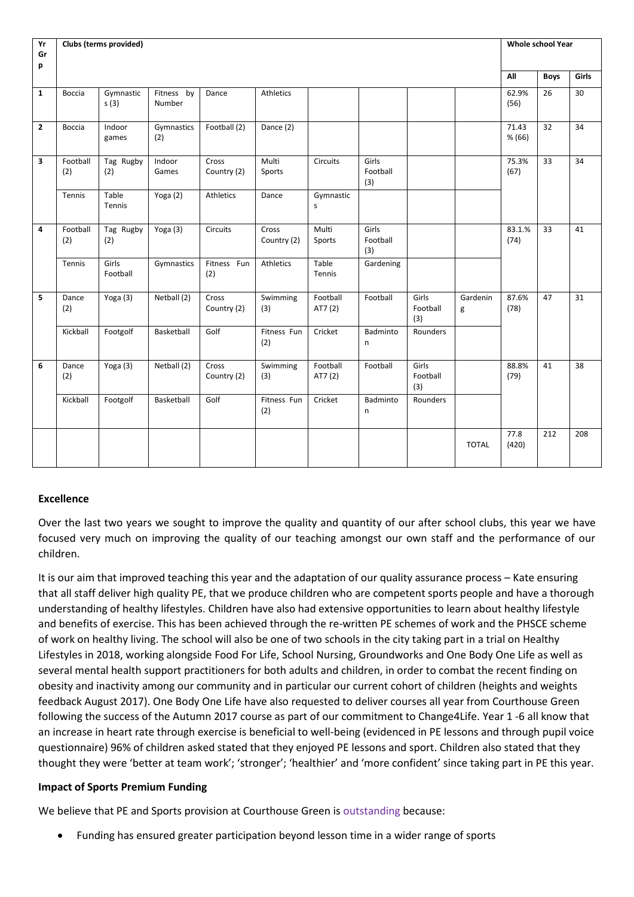| Yr Grp | Clubs (terms provided) | | | | | | | | | Whole school Year | | |
|---|---|---|---|---|---|---|---|---|---|---|---|---|
| | | | | | | | | | | All | Boys | Girls |
| 1 | Boccia | Gymnastics (3) | Fitness by Number | Dance | Athletics | | | | | 62.9% (56) | 26 | 30 |
| 2 | Boccia | Indoor games | Gymnastics (2) | Football (2) | Dance (2) | | | | | 71.43 % (66) | 32 | 34 |
| 3 | Football (2) | Tag Rugby (2) | Indoor Games | Cross Country (2) | Multi Sports | Circuits | Girls Football (3) | | | 75.3% (67) | 33 | 34 |
| | Tennis | Table Tennis | Yoga (2) | Athletics | Dance | Gymnastics | | | | | | |
| 4 | Football (2) | Tag Rugby (2) | Yoga (3) | Circuits | Cross Country (2) | Multi Sports | Girls Football (3) | | | 83.1.% (74) | 33 | 41 |
| | Tennis | Girls Football | Gymnastics | Fitness Fun (2) | Athletics | Table Tennis | Gardening | | | | | |
| 5 | Dance (2) | Yoga (3) | Netball (2) | Cross Country (2) | Swimming (3) | Football AT7 (2) | Football | Girls Football (3) | Gardening | 87.6% (78) | 47 | 31 |
| | Kickball | Footgolf | Basketball | Golf | Fitness Fun (2) | Cricket | Badminton | Rounders | | | | |
| 6 | Dance (2) | Yoga (3) | Netball (2) | Cross Country (2) | Swimming (3) | Football AT7 (2) | Football | Girls Football (3) | | 88.8% (79) | 41 | 38 |
| | Kickball | Footgolf | Basketball | Golf | Fitness Fun (2) | Cricket | Badminton | Rounders | | | | |
| | | | | | | | | | TOTAL | 77.8 (420) | 212 | 208 |

### Excellence

Over the last two years we sought to improve the quality and quantity of our after school clubs, this year we have focused very much on improving the quality of our teaching amongst our own staff and the performance of our children.

It is our aim that improved teaching this year and the adaptation of our quality assurance process – Kate ensuring that all staff deliver high quality PE, that we produce children who are competent sports people and have a thorough understanding of healthy lifestyles. Children have also had extensive opportunities to learn about healthy lifestyle and benefits of exercise. This has been achieved through the re-written PE schemes of work and the PHSCE scheme of work on healthy living. The school will also be one of two schools in the city taking part in a trial on Healthy Lifestyles in 2018, working alongside Food For Life, School Nursing, Groundworks and One Body One Life as well as several mental health support practitioners for both adults and children, in order to combat the recent finding on obesity and inactivity among our community and in particular our current cohort of children (heights and weights feedback August 2017). One Body One Life have also requested to deliver courses all year from Courthouse Green following the success of the Autumn 2017 course as part of our commitment to Change4Life. Year 1 -6 all know that an increase in heart rate through exercise is beneficial to well-being (evidenced in PE lessons and through pupil voice questionnaire) 96% of children asked stated that they enjoyed PE lessons and sport. Children also stated that they thought they were 'better at team work'; 'stronger'; 'healthier' and 'more confident' since taking part in PE this year.

### Impact of Sports Premium Funding

We believe that PE and Sports provision at Courthouse Green is outstanding because:

- Funding has ensured greater participation beyond lesson time in a wider range of sports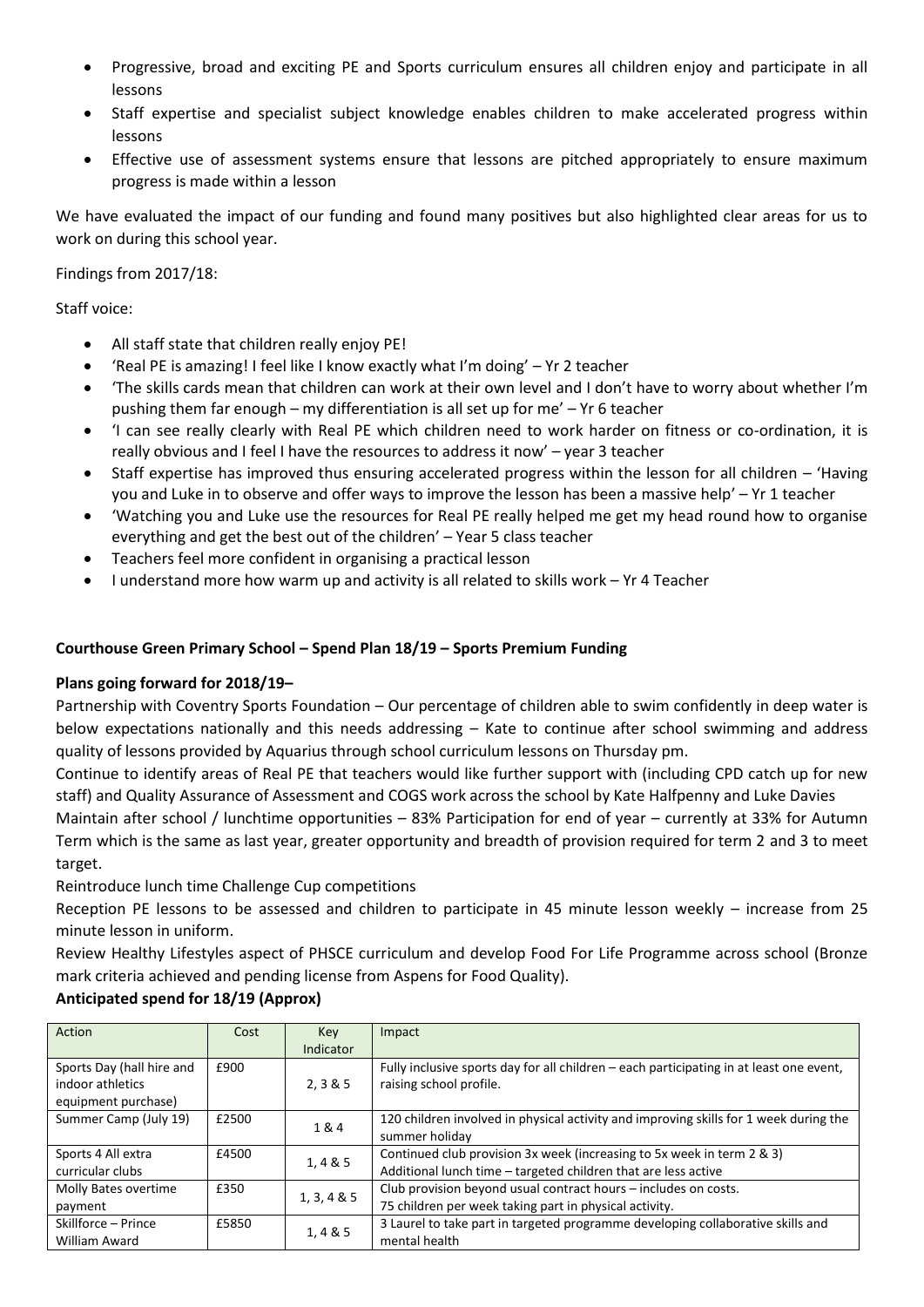- Progressive, broad and exciting PE and Sports curriculum ensures all children enjoy and participate in all lessons
- Staff expertise and specialist subject knowledge enables children to make accelerated progress within lessons
- Effective use of assessment systems ensure that lessons are pitched appropriately to ensure maximum progress is made within a lesson

We have evaluated the impact of our funding and found many positives but also highlighted clear areas for us to work on during this school year.

Findings from 2017/18:

Staff voice:

- All staff state that children really enjoy PE!
- 'Real PE is amazing! I feel like I know exactly what I'm doing' – Yr 2 teacher
- 'The skills cards mean that children can work at their own level and I don't have to worry about whether I'm pushing them far enough – my differentiation is all set up for me' – Yr 6 teacher
- 'I can see really clearly with Real PE which children need to work harder on fitness or co-ordination, it is really obvious and I feel I have the resources to address it now' – year 3 teacher
- Staff expertise has improved thus ensuring accelerated progress within the lesson for all children – 'Having you and Luke in to observe and offer ways to improve the lesson has been a massive help' – Yr 1 teacher
- 'Watching you and Luke use the resources for Real PE really helped me get my head round how to organise everything and get the best out of the children' – Year 5 class teacher
- Teachers feel more confident in organising a practical lesson
- I understand more how warm up and activity is all related to skills work – Yr 4 Teacher

**Courthouse Green Primary School – Spend Plan 18/19 – Sports Premium Funding**

**Plans going forward for 2018/19–**

Partnership with Coventry Sports Foundation – Our percentage of children able to swim confidently in deep water is below expectations nationally and this needs addressing – Kate to continue after school swimming and address quality of lessons provided by Aquarius through school curriculum lessons on Thursday pm.

Continue to identify areas of Real PE that teachers would like further support with (including CPD catch up for new staff) and Quality Assurance of Assessment and COGS work across the school by Kate Halfpenny and Luke Davies

Maintain after school / lunchtime opportunities – 83% Participation for end of year – currently at 33% for Autumn Term which is the same as last year, greater opportunity and breadth of provision required for term 2 and 3 to meet target.

Reintroduce lunch time Challenge Cup competitions

Reception PE lessons to be assessed and children to participate in 45 minute lesson weekly – increase from 25 minute lesson in uniform.

Review Healthy Lifestyles aspect of PHSCE curriculum and develop Food For Life Programme across school (Bronze mark criteria achieved and pending license from Aspens for Food Quality).

**Anticipated spend for 18/19 (Approx)**

| Action | Cost | Key Indicator | Impact |
|---|---|---|---|
| Sports Day (hall hire and indoor athletics equipment purchase) | £900 | 2, 3 & 5 | Fully inclusive sports day for all children – each participating in at least one event, raising school profile. |
| Summer Camp (July 19) | £2500 | 1 & 4 | 120 children involved in physical activity and improving skills for 1 week during the summer holiday |
| Sports 4 All extra curricular clubs | £4500 | 1, 4 & 5 | Continued club provision 3x week (increasing to 5x week in term 2 & 3)<br>Additional lunch time – targeted children that are less active |
| Molly Bates overtime payment | £350 | 1, 3, 4 & 5 | Club provision beyond usual contract hours – includes on costs.<br>75 children per week taking part in physical activity. |
| Skillforce – Prince William Award | £5850 | 1, 4 & 5 | 3 Laurel to take part in targeted programme developing collaborative skills and mental health |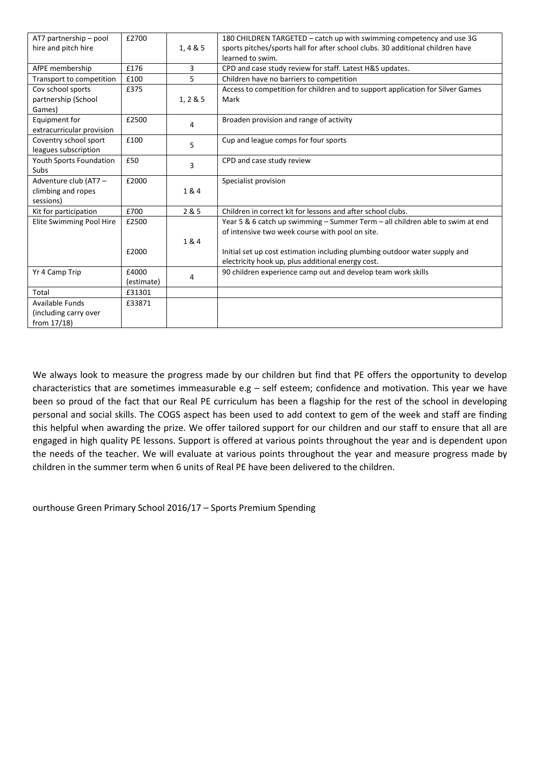| | | | |
|---|---|---|---|
| AT7 partnership – pool hire and pitch hire | £2700 | 1, 4 & 5 | 180 CHILDREN TARGETED – catch up with swimming competency and use 3G sports pitches/sports hall for after school clubs. 30 additional children have learned to swim. |
| AfPE membership | £176 | 3 | CPD and case study review for staff. Latest H&S updates. |
| Transport to competition | £100 | 5 | Children have no barriers to competition |
| Cov school sports partnership (School Games) | £375 | 1, 2 & 5 | Access to competition for children and to support application for Silver Games Mark |
| Equipment for extracurricular provision | £2500 | 4 | Broaden provision and range of activity |
| Coventry school sport leagues subscription | £100 | 5 | Cup and league comps for four sports |
| Youth Sports Foundation Subs | £50 | 3 | CPD and case study review |
| Adventure club (AT7 – climbing and ropes sessions) | £2000 | 1 & 4 | Specialist provision |
| Kit for participation | £700 | 2 & 5 | Children in correct kit for lessons and after school clubs. |
| Elite Swimming Pool Hire | £2500<br><br>£2000 | 1 & 4 | Year 5 & 6 catch up swimming – Summer Term – all children able to swim at end of intensive two week course with pool on site.<br><br>Initial set up cost estimation including plumbing outdoor water supply and electricity hook up, plus additional energy cost. |
| Yr 4 Camp Trip | £4000 (estimate) | 4 | 90 children experience camp out and develop team work skills |
| Total | £31301 | | |
| Available Funds (including carry over from 17/18) | £33871 | | |

We always look to measure the progress made by our children but find that PE offers the opportunity to develop characteristics that are sometimes immeasurable e.g – self esteem; confidence and motivation. This year we have been so proud of the fact that our Real PE curriculum has been a flagship for the rest of the school in developing personal and social skills. The COGS aspect has been used to add context to gem of the week and staff are finding this helpful when awarding the prize. We offer tailored support for our children and our staff to ensure that all are engaged in high quality PE lessons. Support is offered at various points throughout the year and is dependent upon the needs of the teacher. We will evaluate at various points throughout the year and measure progress made by children in the summer term when 6 units of Real PE have been delivered to the children.

ourthouse Green Primary School 2016/17 – Sports Premium Spending